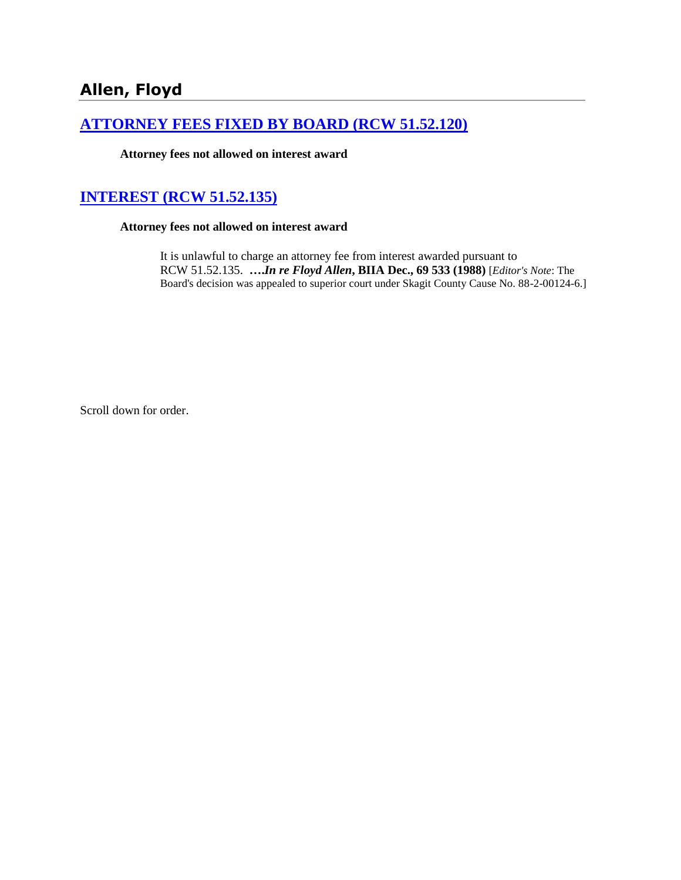# Allen, Floyd

## [ATTORNEY FEES FIXED BY BOARD (RCW 51.52.120)]()

**Attorney fees not allowed on interest award**

## [INTEREST (RCW 51.52.135)]()

**Attorney fees not allowed on interest award**

It is unlawful to charge an attorney fee from interest awarded pursuant to RCW 51.52.135. ***….In re Floyd Allen*, BIIA Dec., 69 533 (1988)** [*Editor's Note*: The Board's decision was appealed to superior court under Skagit County Cause No. 88-2-00124-6.]

Scroll down for order.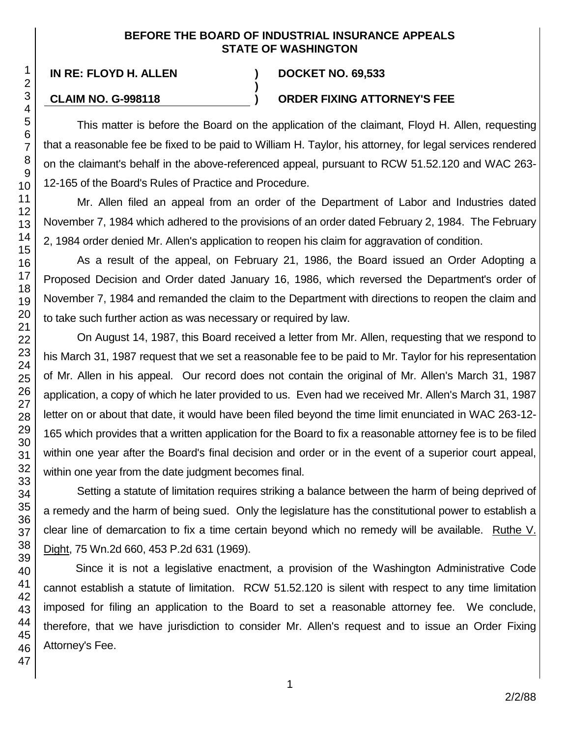**BEFORE THE BOARD OF INDUSTRIAL INSURANCE APPEALS**
**STATE OF WASHINGTON**

| | | |
|---|---|---|
| **IN RE: FLOYD H. ALLEN** | **)** | **DOCKET NO. 69,533** |
| | **)** | |
| **CLAIM NO. G-998118** | **)** | **ORDER FIXING ATTORNEY'S FEE** |

This matter is before the Board on the application of the claimant, Floyd H. Allen, requesting that a reasonable fee be fixed to be paid to William H. Taylor, his attorney, for legal services rendered on the claimant's behalf in the above-referenced appeal, pursuant to RCW 51.52.120 and WAC 263-12-165 of the Board's Rules of Practice and Procedure.

Mr. Allen filed an appeal from an order of the Department of Labor and Industries dated November 7, 1984 which adhered to the provisions of an order dated February 2, 1984. The February 2, 1984 order denied Mr. Allen's application to reopen his claim for aggravation of condition.

As a result of the appeal, on February 21, 1986, the Board issued an Order Adopting a Proposed Decision and Order dated January 16, 1986, which reversed the Department's order of November 7, 1984 and remanded the claim to the Department with directions to reopen the claim and to take such further action as was necessary or required by law.

On August 14, 1987, this Board received a letter from Mr. Allen, requesting that we respond to his March 31, 1987 request that we set a reasonable fee to be paid to Mr. Taylor for his representation of Mr. Allen in his appeal. Our record does not contain the original of Mr. Allen's March 31, 1987 application, a copy of which he later provided to us. Even had we received Mr. Allen's March 31, 1987 letter on or about that date, it would have been filed beyond the time limit enunciated in WAC 263-12-165 which provides that a written application for the Board to fix a reasonable attorney fee is to be filed within one year after the Board's final decision and order or in the event of a superior court appeal, within one year from the date judgment becomes final.

Setting a statute of limitation requires striking a balance between the harm of being deprived of a remedy and the harm of being sued. Only the legislature has the constitutional power to establish a clear line of demarcation to fix a time certain beyond which no remedy will be available. Ruthe V. Dight, 75 Wn.2d 660, 453 P.2d 631 (1969).

Since it is not a legislative enactment, a provision of the Washington Administrative Code cannot establish a statute of limitation. RCW 51.52.120 is silent with respect to any time limitation imposed for filing an application to the Board to set a reasonable attorney fee. We conclude, therefore, that we have jurisdiction to consider Mr. Allen's request and to issue an Order Fixing Attorney's Fee.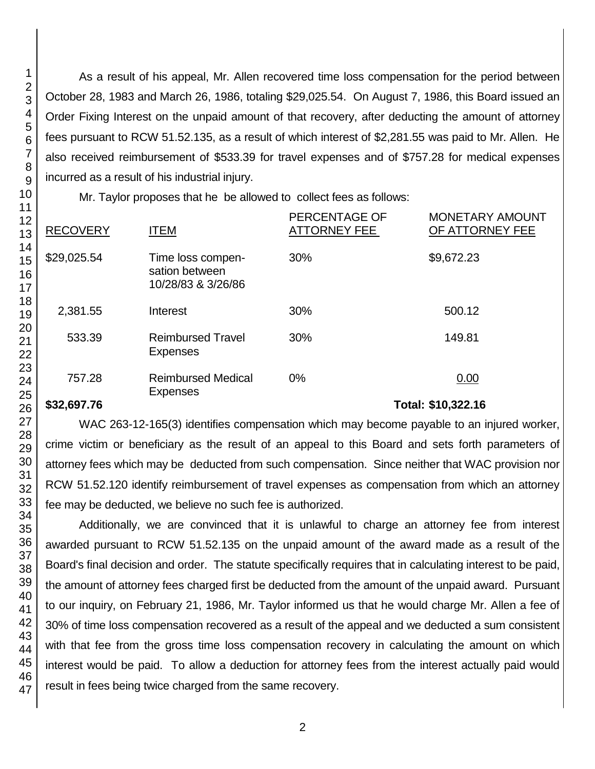As a result of his appeal, Mr. Allen recovered time loss compensation for the period between October 28, 1983 and March 26, 1986, totaling $29,025.54. On August 7, 1986, this Board issued an Order Fixing Interest on the unpaid amount of that recovery, after deducting the amount of attorney fees pursuant to RCW 51.52.135, as a result of which interest of $2,281.55 was paid to Mr. Allen. He also received reimbursement of $533.39 for travel expenses and of $757.28 for medical expenses incurred as a result of his industrial injury.

Mr. Taylor proposes that he be allowed to collect fees as follows:

| RECOVERY | ITEM | PERCENTAGE OF ATTORNEY FEE | MONETARY AMOUNT OF ATTORNEY FEE |
|---|---|---|---|
| $29,025.54 | Time loss compensation between 10/28/83 & 3/26/86 | 30% | $9,672.23 |
| 2,381.55 | Interest | 30% | 500.12 |
| 533.39 | Reimbursed Travel Expenses | 30% | 149.81 |
| 757.28 | Reimbursed Medical Expenses | 0% | 0.00 |
| **$32,697.76** | | | **Total: $10,322.16** |

WAC 263-12-165(3) identifies compensation which may become payable to an injured worker, crime victim or beneficiary as the result of an appeal to this Board and sets forth parameters of attorney fees which may be deducted from such compensation. Since neither that WAC provision nor RCW 51.52.120 identify reimbursement of travel expenses as compensation from which an attorney fee may be deducted, we believe no such fee is authorized.

Additionally, we are convinced that it is unlawful to charge an attorney fee from interest awarded pursuant to RCW 51.52.135 on the unpaid amount of the award made as a result of the Board's final decision and order. The statute specifically requires that in calculating interest to be paid, the amount of attorney fees charged first be deducted from the amount of the unpaid award. Pursuant to our inquiry, on February 21, 1986, Mr. Taylor informed us that he would charge Mr. Allen a fee of 30% of time loss compensation recovered as a result of the appeal and we deducted a sum consistent with that fee from the gross time loss compensation recovery in calculating the amount on which interest would be paid. To allow a deduction for attorney fees from the interest actually paid would result in fees being twice charged from the same recovery.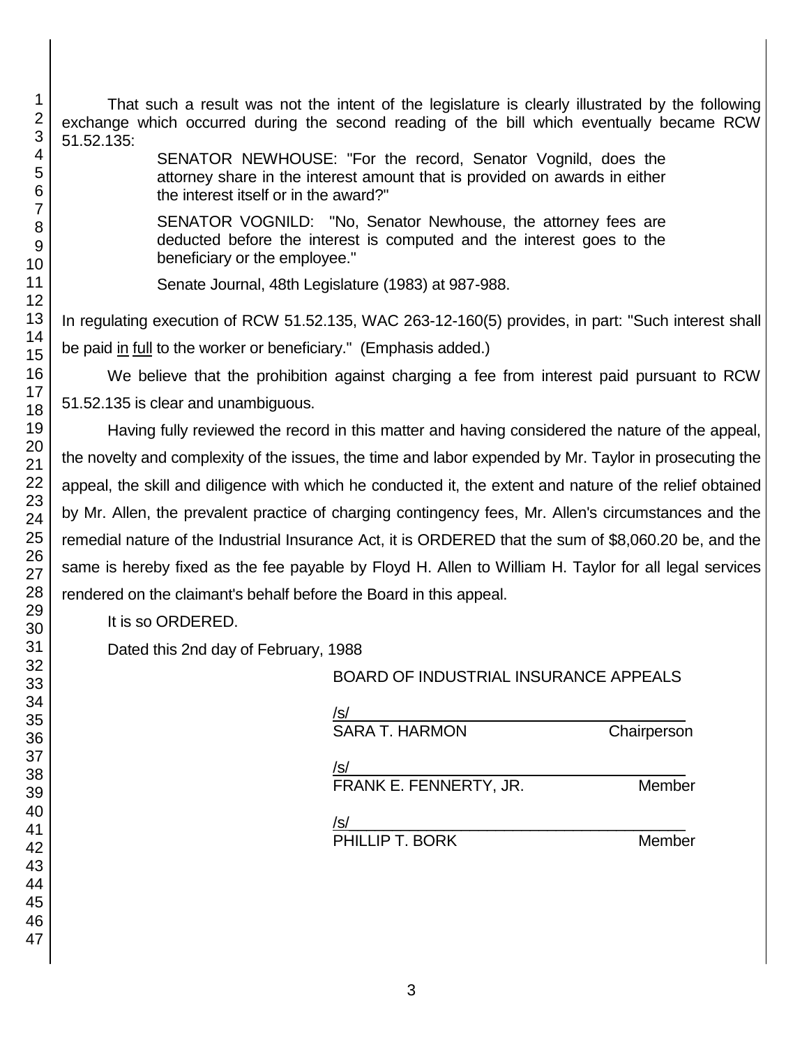That such a result was not the intent of the legislature is clearly illustrated by the following exchange which occurred during the second reading of the bill which eventually became RCW 51.52.135:

> SENATOR NEWHOUSE: "For the record, Senator Vognild, does the attorney share in the interest amount that is provided on awards in either the interest itself or in the award?"
>
> SENATOR VOGNILD: "No, Senator Newhouse, the attorney fees are deducted before the interest is computed and the interest goes to the beneficiary or the employee."
>
> Senate Journal, 48th Legislature (1983) at 987-988.

In regulating execution of RCW 51.52.135, WAC 263-12-160(5) provides, in part: "Such interest shall be paid <u>in full</u> to the worker or beneficiary." (Emphasis added.)

We believe that the prohibition against charging a fee from interest paid pursuant to RCW 51.52.135 is clear and unambiguous.

Having fully reviewed the record in this matter and having considered the nature of the appeal, the novelty and complexity of the issues, the time and labor expended by Mr. Taylor in prosecuting the appeal, the skill and diligence with which he conducted it, the extent and nature of the relief obtained by Mr. Allen, the prevalent practice of charging contingency fees, Mr. Allen's circumstances and the remedial nature of the Industrial Insurance Act, it is ORDERED that the sum of $8,060.20 be, and the same is hereby fixed as the fee payable by Floyd H. Allen to William H. Taylor for all legal services rendered on the claimant's behalf before the Board in this appeal.

It is so ORDERED.

Dated this 2nd day of February, 1988

BOARD OF INDUSTRIAL INSURANCE APPEALS

/s/
SARA T. HARMON — Chairperson

/s/
FRANK E. FENNERTY, JR. — Member

/s/
PHILLIP T. BORK — Member